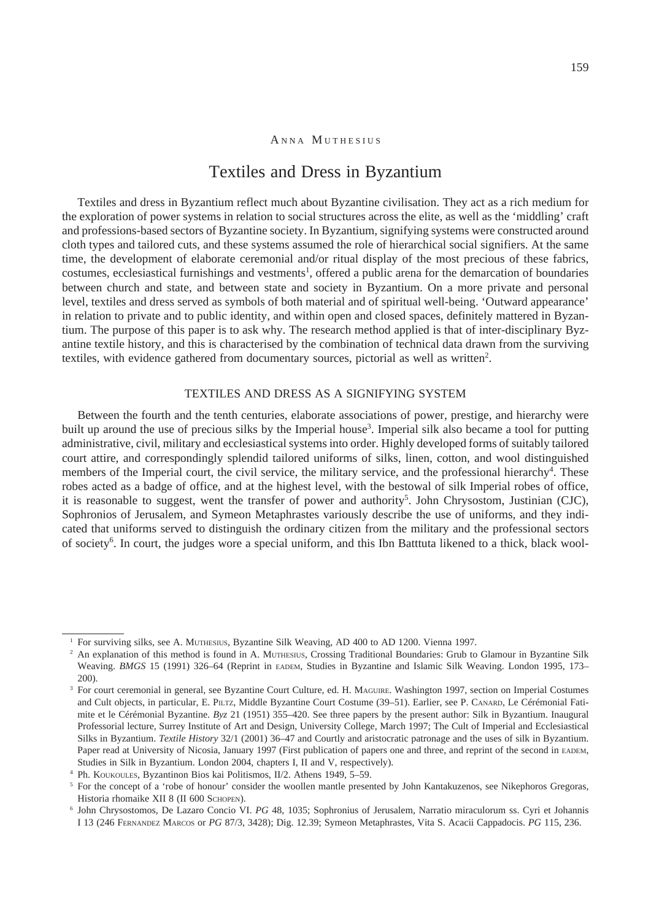Anna Muthesius

# Textiles and Dress in Byzantium

Textiles and dress in Byzantium reflect much about Byzantine civilisation. They act as a rich medium for the exploration of power systems in relation to social structures across the elite, as well as the 'middling' craft and professions-based sectors of Byzantine society. In Byzantium, signifying systems were constructed around cloth types and tailored cuts, and these systems assumed the role of hierarchical social signifiers. At the same time, the development of elaborate ceremonial and/or ritual display of the most precious of these fabrics, costumes, ecclesiastical furnishings and vestments[1], offered a public arena for the demarcation of boundaries between church and state, and between state and society in Byzantium. On a more private and personal level, textiles and dress served as symbols of both material and of spiritual well-being. 'Outward appearance' in relation to private and to public identity, and within open and closed spaces, definitely mattered in Byzantium. The purpose of this paper is to ask why. The research method applied is that of inter-disciplinary Byzantine textile history, and this is characterised by the combination of technical data drawn from the surviving textiles, with evidence gathered from documentary sources, pictorial as well as written[2].

## TEXTILES AND DRESS AS A SIGNIFYING SYSTEM

Between the fourth and the tenth centuries, elaborate associations of power, prestige, and hierarchy were built up around the use of precious silks by the Imperial house[3]. Imperial silk also became a tool for putting administrative, civil, military and ecclesiastical systems into order. Highly developed forms of suitably tailored court attire, and correspondingly splendid tailored uniforms of silks, linen, cotton, and wool distinguished members of the Imperial court, the civil service, the military service, and the professional hierarchy[4]. These robes acted as a badge of office, and at the highest level, with the bestowal of silk Imperial robes of office, it is reasonable to suggest, went the transfer of power and authority[5]. John Chrysostom, Justinian (CJC), Sophronios of Jerusalem, and Symeon Metaphrastes variously describe the use of uniforms, and they indicated that uniforms served to distinguish the ordinary citizen from the military and the professional sectors of society[6]. In court, the judges wore a special uniform, and this Ibn Batttuta likened to a thick, black wool-

---

[1] For surviving silks, see A. Muthesius, Byzantine Silk Weaving, AD 400 to AD 1200. Vienna 1997.

[2] An explanation of this method is found in A. Muthesius, Crossing Traditional Boundaries: Grub to Glamour in Byzantine Silk Weaving. *BMGS* 15 (1991) 326–64 (Reprint in eadem, Studies in Byzantine and Islamic Silk Weaving. London 1995, 173–200).

[3] For court ceremonial in general, see Byzantine Court Culture, ed. H. Maguire. Washington 1997, section on Imperial Costumes and Cult objects, in particular, E. Piltz, Middle Byzantine Court Costume (39–51). Earlier, see P. Canard, Le Cérémonial Fatimite et le Cérémonial Byzantine. *Byz* 21 (1951) 355–420. See three papers by the present author: Silk in Byzantium. Inaugural Professorial lecture, Surrey Institute of Art and Design, University College, March 1997; The Cult of Imperial and Ecclesiastical Silks in Byzantium. *Textile History* 32/1 (2001) 36–47 and Courtly and aristocratic patronage and the uses of silk in Byzantium. Paper read at University of Nicosia, January 1997 (First publication of papers one and three, and reprint of the second in eadem, Studies in Silk in Byzantium. London 2004, chapters I, II and V, respectively).

[4] Ph. Koukoules, Byzantinon Bios kai Politismos, II/2. Athens 1949, 5–59.

[5] For the concept of a 'robe of honour' consider the woollen mantle presented by John Kantakuzenos, see Nikephoros Gregoras, Historia rhomaike XII 8 (II 600 Schopen).

[6] John Chrysostomos, De Lazaro Concio VI. *PG* 48, 1035; Sophronius of Jerusalem, Narratio miraculorum ss. Cyri et Johannis I 13 (246 Fernandez Marcos or *PG* 87/3, 3428); Dig. 12.39; Symeon Metaphrastes, Vita S. Acacii Cappadocis. *PG* 115, 236.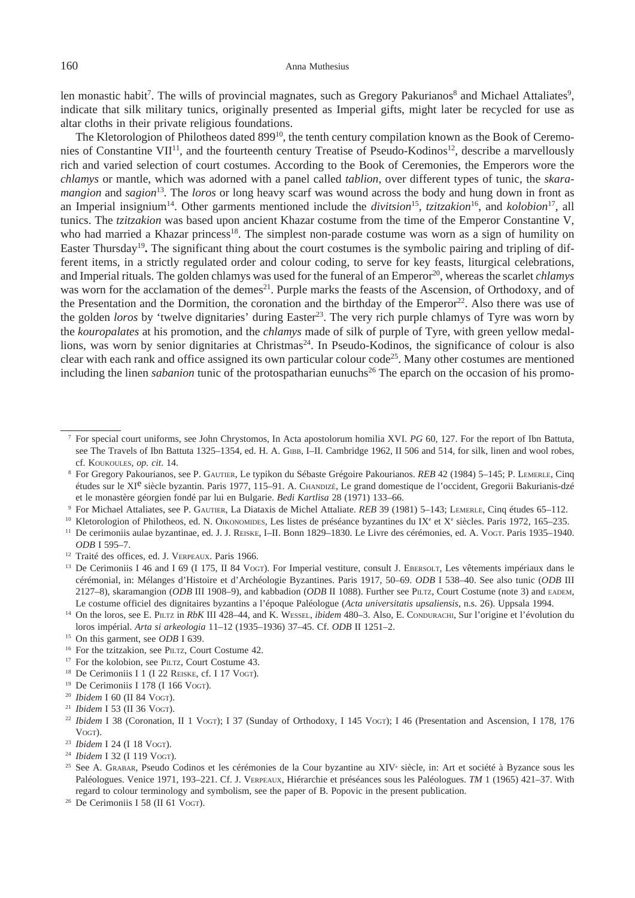len monastic habit[7]. The wills of provincial magnates, such as Gregory Pakurianos[8] and Michael Attaliates[9], indicate that silk military tunics, originally presented as Imperial gifts, might later be recycled for use as altar cloths in their private religious foundations.

The Kletorologion of Philotheos dated 899[10], the tenth century compilation known as the Book of Ceremonies of Constantine VII[11], and the fourteenth century Treatise of Pseudo-Kodinos[12], describe a marvellously rich and varied selection of court costumes. According to the Book of Ceremonies, the Emperors wore the *chlamys* or mantle, which was adorned with a panel called *tablion*, over different types of tunic, the *skaramangion* and *sagion*[13]. The *loros* or long heavy scarf was wound across the body and hung down in front as an Imperial insignium[14]. Other garments mentioned include the *divitsion*[15], *tzitzakion*[16], and *kolobion*[17], all tunics. The *tzitzakion* was based upon ancient Khazar costume from the time of the Emperor Constantine V, who had married a Khazar princess[18]. The simplest non-parade costume was worn as a sign of humility on Easter Thursday[19]**.** The significant thing about the court costumes is the symbolic pairing and tripling of different items, in a strictly regulated order and colour coding, to serve for key feasts, liturgical celebrations, and Imperial rituals. The golden chlamys was used for the funeral of an Emperor[20], whereas the scarlet *chlamys* was worn for the acclamation of the demes[21]. Purple marks the feasts of the Ascension, of Orthodoxy, and of the Presentation and the Dormition, the coronation and the birthday of the Emperor[22]. Also there was use of the golden *loros* by 'twelve dignitaries' during Easter[23]. The very rich purple chlamys of Tyre was worn by the *kouropalates* at his promotion, and the *chlamys* made of silk of purple of Tyre, with green yellow medallions, was worn by senior dignitaries at Christmas[24]. In Pseudo-Kodinos, the significance of colour is also clear with each rank and office assigned its own particular colour code[25]. Many other costumes are mentioned including the linen *sabanion* tunic of the protospatharian eunuchs[26] The eparch on the occasion of his promo-

---

[7] For special court uniforms, see John Chrystomos, In Acta apostolorum homilia XVI. *PG* 60, 127. For the report of Ibn Battuta, see The Travels of Ibn Battuta 1325–1354, ed. H. A. Gibb, I–II. Cambridge 1962, II 506 and 514, for silk, linen and wool robes, cf. Koukoules, *op. cit*. 14.

[8] For Gregory Pakourianos, see P. Gautier, Le typikon du Sébaste Grégoire Pakourianos. *REB* 42 (1984) 5–145; P. Lemerle, Cinq études sur le XI[e] siècle byzantin. Paris 1977, 115–91. A. Chandizé, Le grand domestique de l'occident, Gregorii Bakurianis-dzé et le monastère géorgien fondé par lui en Bulgarie. *Bedi Kartlisa* 28 (1971) 133–66.

[9] For Michael Attaliates, see P. Gautier, La Diataxis de Michel Attaliate. *REB* 39 (1981) 5–143; Lemerle, Cinq études 65–112.

[10] Kletorologion of Philotheos, ed. N. Oikonomidès, Les listes de préséance byzantines du IX[e] et X[e] siècles. Paris 1972, 165–235.

[11] De cerimoniis aulae byzantinae, ed. J. J. Reiske, I–II. Bonn 1829–1830. Le Livre des cérémonies, ed. A. Vogt. Paris 1935–1940. *ODB* I 595–7.

[12] Traité des offices, ed. J. Verpeaux. Paris 1966.

[13] De Cerimoniis I 46 and I 69 (I 175, II 84 Vogt). For Imperial vestiture, consult J. Ebersolt, Les vêtements impériaux dans le cérémonial, in: Mélanges d'Histoire et d'Archéologie Byzantines. Paris 1917, 50–69. *ODB* I 538–40. See also tunic (*ODB* III 2127–8), skaramangion (*ODB* III 1908–9), and kabbadion (*ODB* II 1088). Further see Piltz, Court Costume (note 3) and eadem, Le costume officiel des dignitaires byzantins a l'époque Paléologue (*Acta universitatis upsaliensis*, n.s. 26). Uppsala 1994.

[14] On the loros, see E. Piltz in *RbK* III 428–44, and K. Wessel, *ibidem* 480–3. Also, E. Condurachi, Sur l'origine et l'évolution du loros impérial. *Arta si arkeologia* 11–12 (1935–1936) 37–45. Cf. *ODB* II 1251–2.

[15] On this garment, see *ODB* I 639.

[16] For the tzitzakion, see Piltz, Court Costume 42.

[17] For the kolobion, see Piltz, Court Costume 43.

[18] De Cerimoniis I 1 (I 22 Reiske, cf. I 17 Vogt).

[19] De Cerimoniis I 178 (I 166 Vogt).

[20] *Ibidem* I 60 (II 84 Vogt).

[21] *Ibidem* I 53 (II 36 Vogt).

[22] *Ibidem* I 38 (Coronation, II 1 Vogt); I 37 (Sunday of Orthodoxy, I 145 Vogt); I 46 (Presentation and Ascension, I 178, 176 Vogt).

[23] *Ibidem* I 24 (I 18 Vogt).

[24] *Ibidem* I 32 (I 119 Vogt).

[25] See A. Grabar, Pseudo Codinos et les cérémonies de la Cour byzantine au XIV[e] siècle, in: Art et société à Byzance sous les Paléologues. Venice 1971, 193–221. Cf. J. Verpeaux, Hiérarchie et préséances sous les Paléologues. *TM* 1 (1965) 421–37. With regard to colour terminology and symbolism, see the paper of B. Popovic in the present publication.

[26] De Cerimoniis I 58 (II 61 Vogt).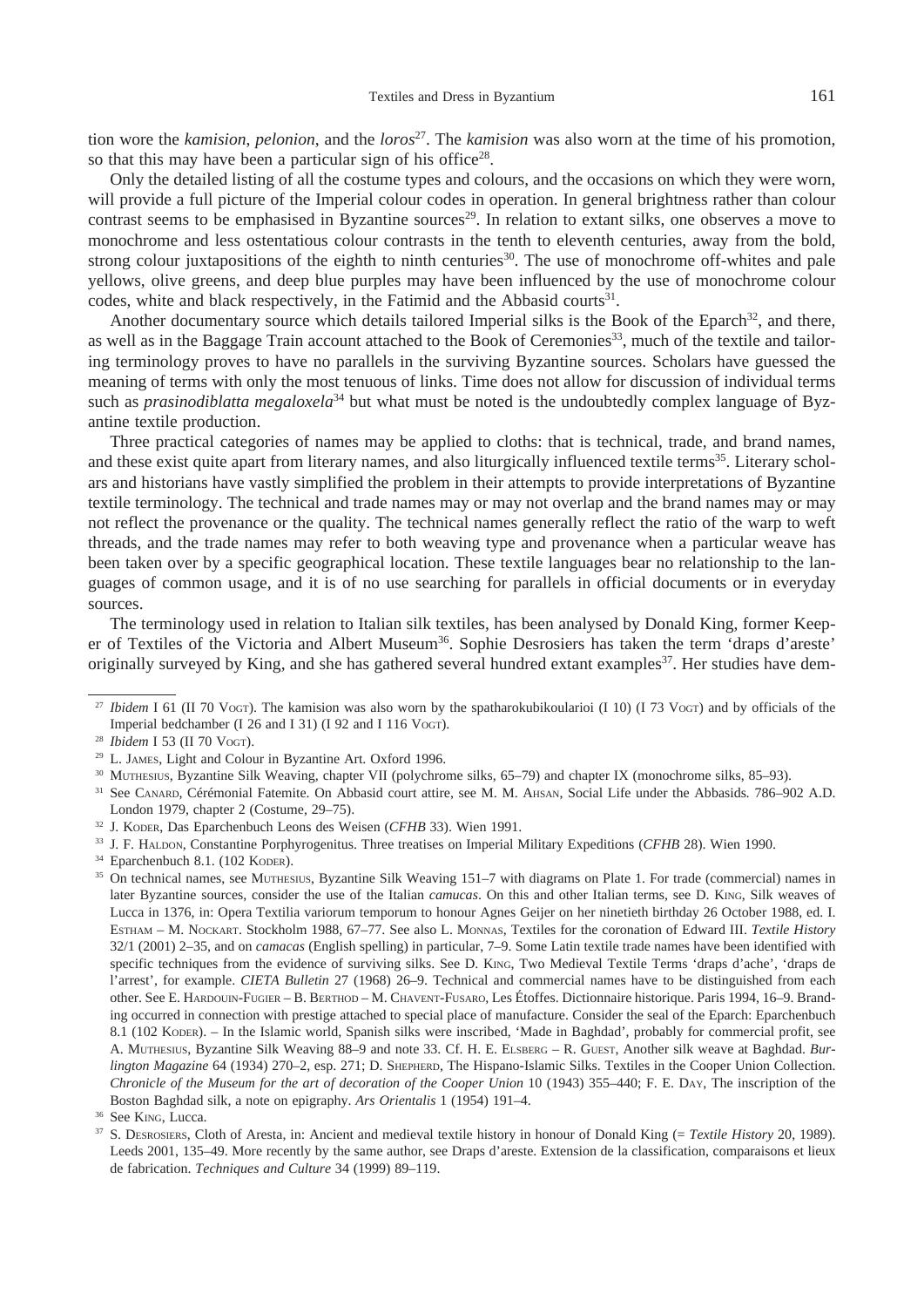tion wore the *kamision*, *pelonion*, and the *loros*[27]. The *kamision* was also worn at the time of his promotion, so that this may have been a particular sign of his office[28].

Only the detailed listing of all the costume types and colours, and the occasions on which they were worn, will provide a full picture of the Imperial colour codes in operation. In general brightness rather than colour contrast seems to be emphasised in Byzantine sources[29]. In relation to extant silks, one observes a move to monochrome and less ostentatious colour contrasts in the tenth to eleventh centuries, away from the bold, strong colour juxtapositions of the eighth to ninth centuries[30]. The use of monochrome off-whites and pale yellows, olive greens, and deep blue purples may have been influenced by the use of monochrome colour codes, white and black respectively, in the Fatimid and the Abbasid courts[31].

Another documentary source which details tailored Imperial silks is the Book of the Eparch[32], and there, as well as in the Baggage Train account attached to the Book of Ceremonies[33], much of the textile and tailoring terminology proves to have no parallels in the surviving Byzantine sources. Scholars have guessed the meaning of terms with only the most tenuous of links. Time does not allow for discussion of individual terms such as *prasinodiblatta megaloxela*[34] but what must be noted is the undoubtedly complex language of Byzantine textile production.

Three practical categories of names may be applied to cloths: that is technical, trade, and brand names, and these exist quite apart from literary names, and also liturgically influenced textile terms[35]. Literary scholars and historians have vastly simplified the problem in their attempts to provide interpretations of Byzantine textile terminology. The technical and trade names may or may not overlap and the brand names may or may not reflect the provenance or the quality. The technical names generally reflect the ratio of the warp to weft threads, and the trade names may refer to both weaving type and provenance when a particular weave has been taken over by a specific geographical location. These textile languages bear no relationship to the languages of common usage, and it is of no use searching for parallels in official documents or in everyday sources.

The terminology used in relation to Italian silk textiles, has been analysed by Donald King, former Keeper of Textiles of the Victoria and Albert Museum[36]. Sophie Desrosiers has taken the term 'draps d'areste' originally surveyed by King, and she has gathered several hundred extant examples[37]. Her studies have dem-

---

[27] *Ibidem* I 61 (II 70 Vogt). The kamision was also worn by the spatharokubikoularioi (I 10) (I 73 Vogt) and by officials of the Imperial bedchamber (I 26 and I 31) (I 92 and I 116 Vogt).

[28] *Ibidem* I 53 (II 70 Vogt).

[29] L. James, Light and Colour in Byzantine Art. Oxford 1996.

[30] Muthesius, Byzantine Silk Weaving, chapter VII (polychrome silks, 65–79) and chapter IX (monochrome silks, 85–93).

[31] See Canard, Cérémonial Fatemite. On Abbasid court attire, see M. M. Ahsan, Social Life under the Abbasids. 786–902 A.D. London 1979, chapter 2 (Costume, 29–75).

[32] J. Koder, Das Eparchenbuch Leons des Weisen (*CFHB* 33). Wien 1991.

[33] J. F. Haldon, Constantine Porphyrogenitus. Three treatises on Imperial Military Expeditions (*CFHB* 28). Wien 1990.

[34] Eparchenbuch 8.1. (102 Koder).

[35] On technical names, see Muthesius, Byzantine Silk Weaving 151–7 with diagrams on Plate 1. For trade (commercial) names in later Byzantine sources, consider the use of the Italian *camucas*. On this and other Italian terms, see D. King, Silk weaves of Lucca in 1376, in: Opera Textilia variorum temporum to honour Agnes Geijer on her ninetieth birthday 26 October 1988, ed. I. Estham – M. Nockart. Stockholm 1988, 67–77. See also L. Monnas, Textiles for the coronation of Edward III. *Textile History* 32/1 (2001) 2–35, and on *camacas* (English spelling) in particular, 7–9. Some Latin textile trade names have been identified with specific techniques from the evidence of surviving silks. See D. King, Two Medieval Textile Terms 'draps d'ache', 'draps de l'arrest', for example. *CIETA Bulletin* 27 (1968) 26–9. Technical and commercial names have to be distinguished from each other. See E. Hardouin-Fugier – B. Berthod – M. Chavent-Fusaro, Les Étoffes. Dictionnaire historique. Paris 1994, 16–9. Branding occurred in connection with prestige attached to special place of manufacture. Consider the seal of the Eparch: Eparchenbuch 8.1 (102 Koder). – In the Islamic world, Spanish silks were inscribed, 'Made in Baghdad', probably for commercial profit, see A. Muthesius, Byzantine Silk Weaving 88–9 and note 33. Cf. H. E. Elsberg – R. Guest, Another silk weave at Baghdad. *Burlington Magazine* 64 (1934) 270–2, esp. 271; D. Shepherd, The Hispano-Islamic Silks. Textiles in the Cooper Union Collection. *Chronicle of the Museum for the art of decoration of the Cooper Union* 10 (1943) 355–440; F. E. Day, The inscription of the Boston Baghdad silk, a note on epigraphy. *Ars Orientalis* 1 (1954) 191–4.

[36] See King, Lucca.

[37] S. Desrosiers, Cloth of Aresta, in: Ancient and medieval textile history in honour of Donald King (= *Textile History* 20, 1989). Leeds 2001, 135–49. More recently by the same author, see Draps d'areste. Extension de la classification, comparaisons et lieux de fabrication. *Techniques and Culture* 34 (1999) 89–119.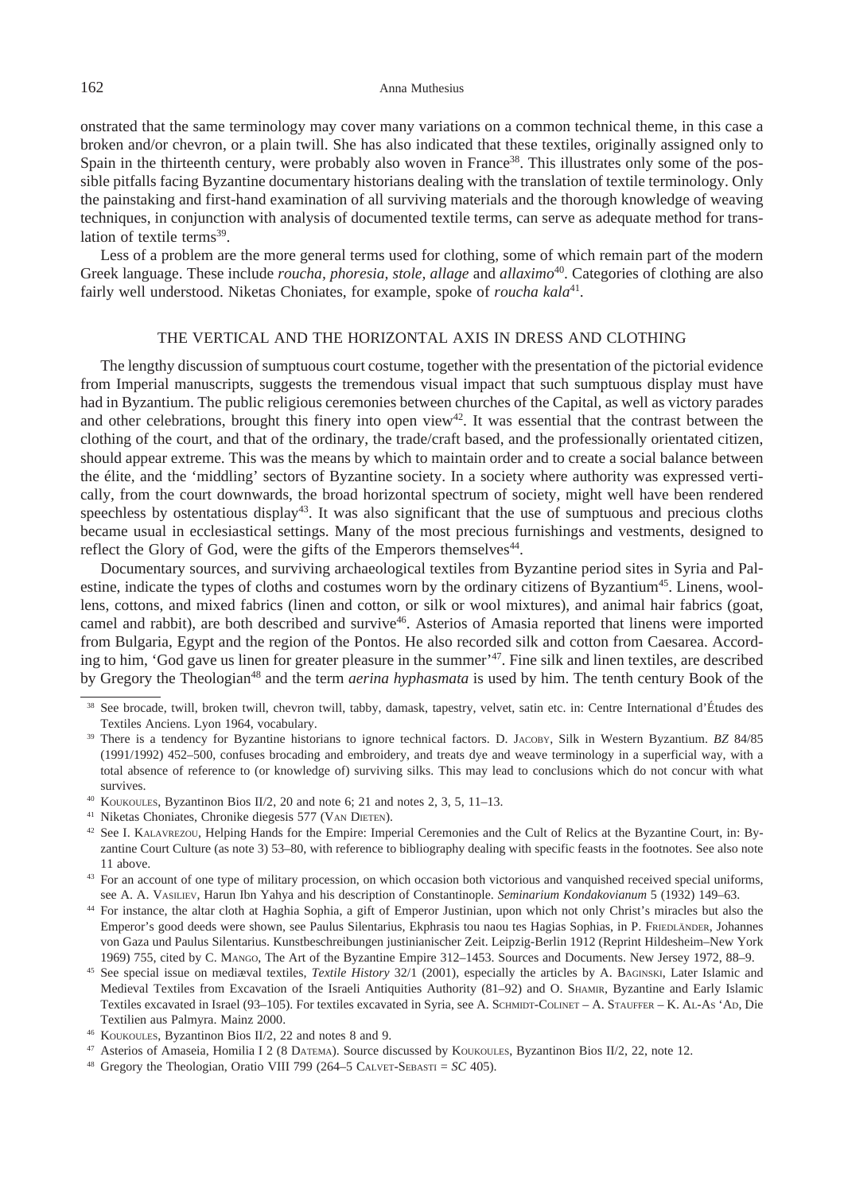onstrated that the same terminology may cover many variations on a common technical theme, in this case a broken and/or chevron, or a plain twill. She has also indicated that these textiles, originally assigned only to Spain in the thirteenth century, were probably also woven in France[38]. This illustrates only some of the possible pitfalls facing Byzantine documentary historians dealing with the translation of textile terminology. Only the painstaking and first-hand examination of all surviving materials and the thorough knowledge of weaving techniques, in conjunction with analysis of documented textile terms, can serve as adequate method for translation of textile terms[39].

Less of a problem are the more general terms used for clothing, some of which remain part of the modern Greek language. These include *roucha, phoresia, stole, allage* and *allaximo*[40]. Categories of clothing are also fairly well understood. Niketas Choniates, for example, spoke of *roucha kala*[41].

## THE VERTICAL AND THE HORIZONTAL AXIS IN DRESS AND CLOTHING

The lengthy discussion of sumptuous court costume, together with the presentation of the pictorial evidence from Imperial manuscripts, suggests the tremendous visual impact that such sumptuous display must have had in Byzantium. The public religious ceremonies between churches of the Capital, as well as victory parades and other celebrations, brought this finery into open view[42]. It was essential that the contrast between the clothing of the court, and that of the ordinary, the trade/craft based, and the professionally orientated citizen, should appear extreme. This was the means by which to maintain order and to create a social balance between the élite, and the 'middling' sectors of Byzantine society. In a society where authority was expressed vertically, from the court downwards, the broad horizontal spectrum of society, might well have been rendered speechless by ostentatious display[43]. It was also significant that the use of sumptuous and precious cloths became usual in ecclesiastical settings. Many of the most precious furnishings and vestments, designed to reflect the Glory of God, were the gifts of the Emperors themselves[44].

Documentary sources, and surviving archaeological textiles from Byzantine period sites in Syria and Palestine, indicate the types of cloths and costumes worn by the ordinary citizens of Byzantium[45]. Linens, woollens, cottons, and mixed fabrics (linen and cotton, or silk or wool mixtures), and animal hair fabrics (goat, camel and rabbit), are both described and survive[46]. Asterios of Amasia reported that linens were imported from Bulgaria, Egypt and the region of the Pontos. He also recorded silk and cotton from Caesarea. According to him, 'God gave us linen for greater pleasure in the summer'[47]. Fine silk and linen textiles, are described by Gregory the Theologian[48] and the term *aerina hyphasmata* is used by him. The tenth century Book of the

---

[38] See brocade, twill, broken twill, chevron twill, tabby, damask, tapestry, velvet, satin etc. in: Centre International d'Études des Textiles Anciens. Lyon 1964, vocabulary.

[39] There is a tendency for Byzantine historians to ignore technical factors. D. Jacoby, Silk in Western Byzantium. *BZ* 84/85 (1991/1992) 452–500, confuses brocading and embroidery, and treats dye and weave terminology in a superficial way, with a total absence of reference to (or knowledge of) surviving silks. This may lead to conclusions which do not concur with what survives.

[40] Koukoules, Byzantinon Bios II/2, 20 and note 6; 21 and notes 2, 3, 5, 11–13.

[41] Niketas Choniates, Chronike diegesis 577 (Van Dieten).

[42] See I. Kalavrezou, Helping Hands for the Empire: Imperial Ceremonies and the Cult of Relics at the Byzantine Court, in: Byzantine Court Culture (as note 3) 53–80, with reference to bibliography dealing with specific feasts in the footnotes. See also note 11 above.

[43] For an account of one type of military procession, on which occasion both victorious and vanquished received special uniforms, see A. A. Vasiliev, Harun Ibn Yahya and his description of Constantinople. *Seminarium Kondakovianum* 5 (1932) 149–63.

[44] For instance, the altar cloth at Haghia Sophia, a gift of Emperor Justinian, upon which not only Christ's miracles but also the Emperor's good deeds were shown, see Paulus Silentarius, Ekphrasis tou naou tes Hagias Sophias, in P. Friedländer, Johannes von Gaza und Paulus Silentarius. Kunstbeschreibungen justinianischer Zeit. Leipzig-Berlin 1912 (Reprint Hildesheim–New York 1969) 755, cited by C. Mango, The Art of the Byzantine Empire 312–1453. Sources and Documents. New Jersey 1972, 88–9.

[45] See special issue on mediæval textiles, *Textile History* 32/1 (2001), especially the articles by A. Baginski, Later Islamic and Medieval Textiles from Excavation of the Israeli Antiquities Authority (81–92) and O. Shamir, Byzantine and Early Islamic Textiles excavated in Israel (93–105). For textiles excavated in Syria, see A. Schmidt-Colinet – A. Stauffer – K. Al-As 'Ad, Die Textilien aus Palmyra. Mainz 2000.

[46] Koukoules, Byzantinon Bios II/2, 22 and notes 8 and 9.

[47] Asterios of Amaseia, Homilia I 2 (8 Datema). Source discussed by Koukoules, Byzantinon Bios II/2, 22, note 12.

[48] Gregory the Theologian, Oratio VIII 799 (264–5 Calvet-Sebasti = *SC* 405).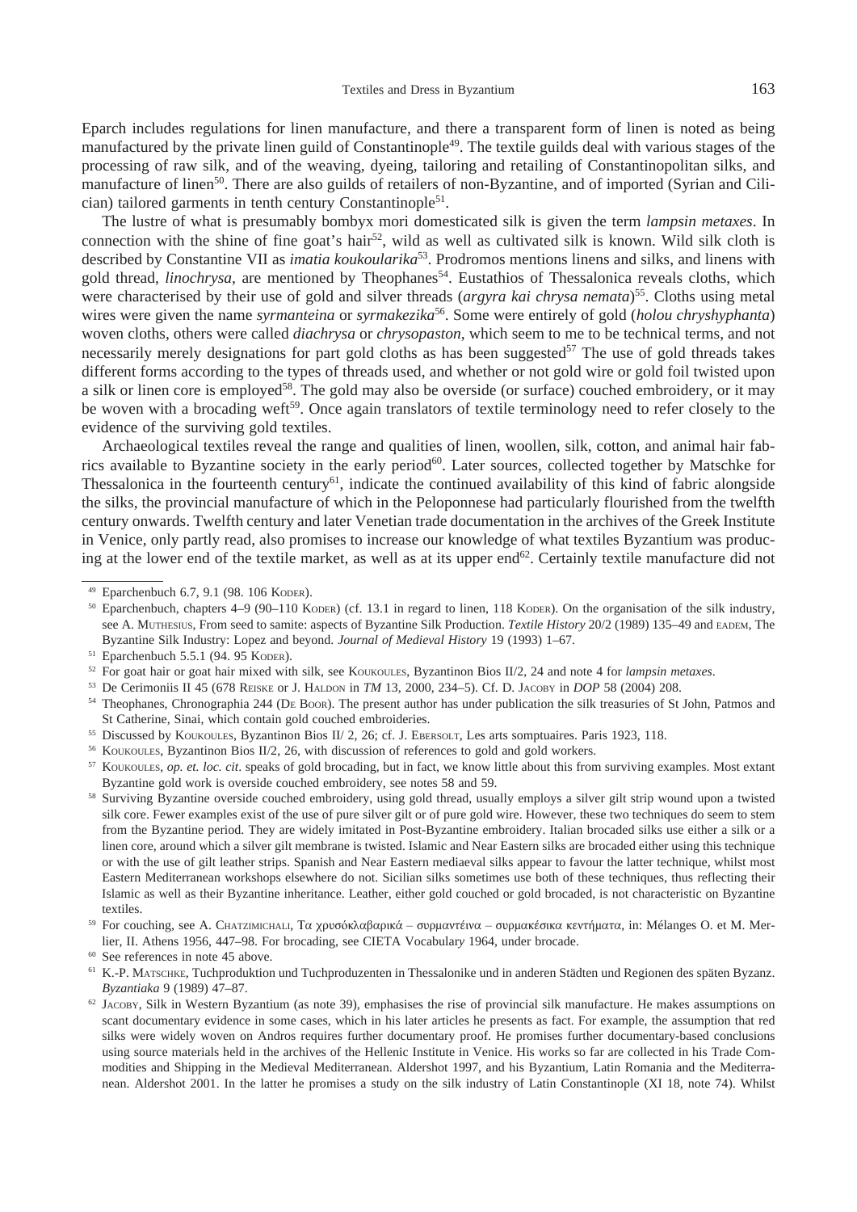Eparch includes regulations for linen manufacture, and there a transparent form of linen is noted as being manufactured by the private linen guild of Constantinople[49]. The textile guilds deal with various stages of the processing of raw silk, and of the weaving, dyeing, tailoring and retailing of Constantinopolitan silks, and manufacture of linen[50]. There are also guilds of retailers of non-Byzantine, and of imported (Syrian and Cilician) tailored garments in tenth century Constantinople[51].

The lustre of what is presumably bombyx mori domesticated silk is given the term *lampsin metaxes*. In connection with the shine of fine goat's hair[52], wild as well as cultivated silk is known. Wild silk cloth is described by Constantine VII as *imatia koukoularika*[53]. Prodromos mentions linens and silks, and linens with gold thread, *linochrysa*, are mentioned by Theophanes[54]. Eusthatios of Thessalonica reveals cloths, which were characterised by their use of gold and silver threads (*argyra kai chrysa nemata*)[55]. Cloths using metal wires were given the name *syrmanteina* or *syrmakezika*[56]. Some were entirely of gold (*holou chryshyphanta*) woven cloths, others were called *diachrysa* or *chrysopaston*, which seem to me to be technical terms, and not necessarily merely designations for part gold cloths as has been suggested[57] The use of gold threads takes different forms according to the types of threads used, and whether or not gold wire or gold foil twisted upon a silk or linen core is employed[58]. The gold may also be overside (or surface) couched embroidery, or it may be woven with a brocading weft[59]. Once again translators of textile terminology need to refer closely to the evidence of the surviving gold textiles.

Archaeological textiles reveal the range and qualities of linen, woollen, silk, cotton, and animal hair fabrics available to Byzantine society in the early period[60]. Later sources, collected together by Matschke for Thessalonica in the fourteenth century[61], indicate the continued availability of this kind of fabric alongside the silks, the provincial manufacture of which in the Peloponnese had particularly flourished from the twelfth century onwards. Twelfth century and later Venetian trade documentation in the archives of the Greek Institute in Venice, only partly read, also promises to increase our knowledge of what textiles Byzantium was producing at the lower end of the textile market, as well as at its upper end[62]. Certainly textile manufacture did not

---

[49] Eparchenbuch 6.7, 9.1 (98. 106 Koder).

[50] Eparchenbuch, chapters 4–9 (90–110 Koder) (cf. 13.1 in regard to linen, 118 Koder). On the organisation of the silk industry, see A. Muthesius, From seed to samite: aspects of Byzantine Silk Production. *Textile History* 20/2 (1989) 135–49 and eadem, The Byzantine Silk Industry: Lopez and beyond. *Journal of Medieval History* 19 (1993) 1–67.

[51] Eparchenbuch 5.5.1 (94. 95 Koder).

[52] For goat hair or goat hair mixed with silk, see Koukoules, Byzantinon Bios II/2, 24 and note 4 for *lampsin metaxes*.

[53] De Cerimoniis II 45 (678 Reiske or J. Haldon in *TM* 13, 2000, 234–5). Cf. D. Jacoby in *DOP* 58 (2004) 208.

[54] Theophanes, Chronographia 244 (De Boor). The present author has under publication the silk treasuries of St John, Patmos and St Catherine, Sinai, which contain gold couched embroideries.

[55] Discussed by Koukoules, Byzantinon Bios II/ 2, 26; cf. J. Ebersolt, Les arts somptuaires. Paris 1923, 118.

[56] Koukoules, Byzantinon Bios II/2, 26, with discussion of references to gold and gold workers.

[57] Koukoules, *op. et. loc. cit*. speaks of gold brocading, but in fact, we know little about this from surviving examples. Most extant Byzantine gold work is overside couched embroidery, see notes 58 and 59.

[58] Surviving Byzantine overside couched embroidery, using gold thread, usually employs a silver gilt strip wound upon a twisted silk core. Fewer examples exist of the use of pure silver gilt or of pure gold wire. However, these two techniques do seem to stem from the Byzantine period. They are widely imitated in Post-Byzantine embroidery. Italian brocaded silks use either a silk or a linen core, around which a silver gilt membrane is twisted. Islamic and Near Eastern silks are brocaded either using this technique or with the use of gilt leather strips. Spanish and Near Eastern mediaeval silks appear to favour the latter technique, whilst most Eastern Mediterranean workshops elsewhere do not. Sicilian silks sometimes use both of these techniques, thus reflecting their Islamic as well as their Byzantine inheritance. Leather, either gold couched or gold brocaded, is not characteristic on Byzantine textiles.

[59] For couching, see A. Chatzimichali, Τα χρυσόκλαβαρικά – συρμαντέινα – συρμακέσικα κεντήματα, in: Mélanges O. et M. Merlier, II. Athens 1956, 447–98. For brocading, see CIETA Vocabulary 1964, under brocade.

[60] See references in note 45 above.

[61] K.-P. Matschke, Tuchproduktion und Tuchproduzenten in Thessalonike und in anderen Städten und Regionen des späten Byzanz. *Byzantiaka* 9 (1989) 47–87.

[62] Jacoby, Silk in Western Byzantium (as note 39), emphasises the rise of provincial silk manufacture. He makes assumptions on scant documentary evidence in some cases, which in his later articles he presents as fact. For example, the assumption that red silks were widely woven on Andros requires further documentary proof. He promises further documentary-based conclusions using source materials held in the archives of the Hellenic Institute in Venice. His works so far are collected in his Trade Commodities and Shipping in the Medieval Mediterranean. Aldershot 1997, and his Byzantium, Latin Romania and the Mediterranean. Aldershot 2001. In the latter he promises a study on the silk industry of Latin Constantinople (XI 18, note 74). Whilst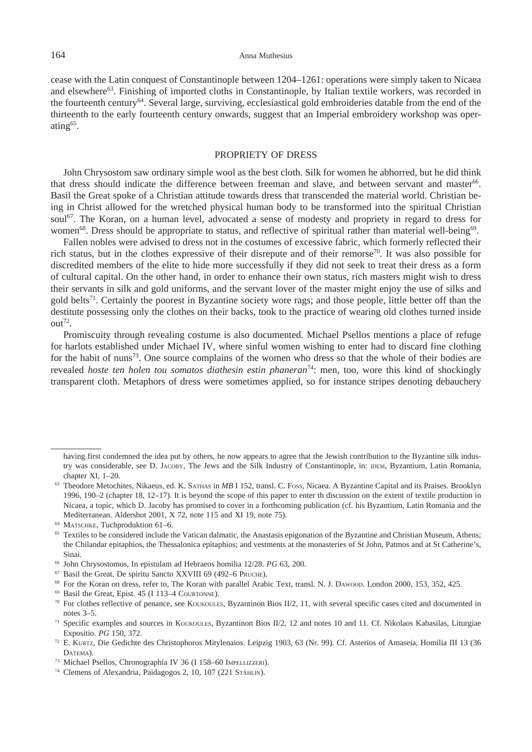cease with the Latin conquest of Constantinople between 1204–1261: operations were simply taken to Nicaea and elsewhere[63]. Finishing of imported cloths in Constantinople, by Italian textile workers, was recorded in the fourteenth century[64]. Several large, surviving, ecclesiastical gold embroideries datable from the end of the thirteenth to the early fourteenth century onwards, suggest that an Imperial embroidery workshop was operating[65].

## PROPRIETY OF DRESS

John Chrysostom saw ordinary simple wool as the best cloth. Silk for women he abhorred, but he did think that dress should indicate the difference between freeman and slave, and between servant and master[66]. Basil the Great spoke of a Christian attitude towards dress that transcended the material world. Christian being in Christ allowed for the wretched physical human body to be transformed into the spiritual Christian soul[67]. The Koran, on a human level, advocated a sense of modesty and propriety in regard to dress for women[68]. Dress should be appropriate to status, and reflective of spiritual rather than material well-being[69].

Fallen nobles were advised to dress not in the costumes of excessive fabric, which formerly reflected their rich status, but in the clothes expressive of their disrepute and of their remorse[70]. It was also possible for discredited members of the elite to hide more successfully if they did not seek to treat their dress as a form of cultural capital. On the other hand, in order to enhance their own status, rich masters might wish to dress their servants in silk and gold uniforms, and the servant lover of the master might enjoy the use of silks and gold belts[71]. Certainly the poorest in Byzantine society wore rags; and those people, little better off than the destitute possessing only the clothes on their backs, took to the practice of wearing old clothes turned inside out[72].

Promiscuity through revealing costume is also documented. Michael Psellos mentions a place of refuge for harlots established under Michael IV, where sinful women wishing to enter had to discard fine clothing for the habit of nuns[73]. One source complains of the women who dress so that the whole of their bodies are revealed *hoste ten holen tou somatos diathesin estin phaneran*[74]: men, too, wore this kind of shockingly transparent cloth. Metaphors of dress were sometimes applied, so for instance stripes denoting debauchery

---

having first condemned the idea put by others, he now appears to agree that the Jewish contribution to the Byzantine silk industry was considerable, see D. Jacoby, The Jews and the Silk Industry of Constantinople, in: idem, Byzantium, Latin Romania, chapter XI, 1–20.

[63] Theodore Metochites, Nikaeus, ed. K. Sathas in *MB* I 152, transl. C. Foss, Nicaea. A Byzantine Capital and its Praises. Brooklyn 1996, 190–2 (chapter 18, 12–17). It is beyond the scope of this paper to enter th discussion on the extent of textile production in Nicaea, a topic, which D. Jacoby has promised to cover in a forthcoming publication (cf. his Byzantium, Latin Romania and the Mediterranean. Aldershot 2001, X 72, note 115 and XI 19, note 75).

[64] Matschke, Tuchproduktion 61–6.

[65] Textiles to be considered include the Vatican dalmatic, the Anastasis epigonation of the Byzantine and Christian Museum, Athens; the Chilandar epitaphios, the Thessalonica epitaphios; and vestments at the monasteries of St John, Patmos and at St Catherine's, Sinai.

[66] John Chrysostomos, In epistulam ad Hebraeos homilia 12/28. *PG* 63, 200.

[67] Basil the Great, De spiritu Sancto XXVIII 69 (492–6 Pruche).

[68] For the Koran on dress, refer to, The Koran with parallel Arabic Text, transl. N. J. Dawood. London 2000, 153, 352, 425.

[69] Basil the Great, Epist. 45 (I 113–4 Courtonne).

[70] For clothes reflective of penance, see Koukoules, Byzantinon Bios II/2, 11, with several specific cases cited and documented in notes 3–5.

[71] Specific examples and sources in Koukoules, Byzantinon Bios II/2, 12 and notes 10 and 11. Cf. Nikolaos Kabasilas, Liturgiae Expositio. *PG* 150, 372.

[72] E. Kurtz, Die Gedichte des Christophoros Mitylenaios. Leipzig 1903, 63 (Nr. 99). Cf. Asterios of Amaseia, Homilia III 13 (36 Datema).

[73] Michael Psellos, Chronographia IV 36 (I 158–60 Impellizzeri).

[74] Clemens of Alexandria, Paidagogos 2, 10, 107 (221 Stählin).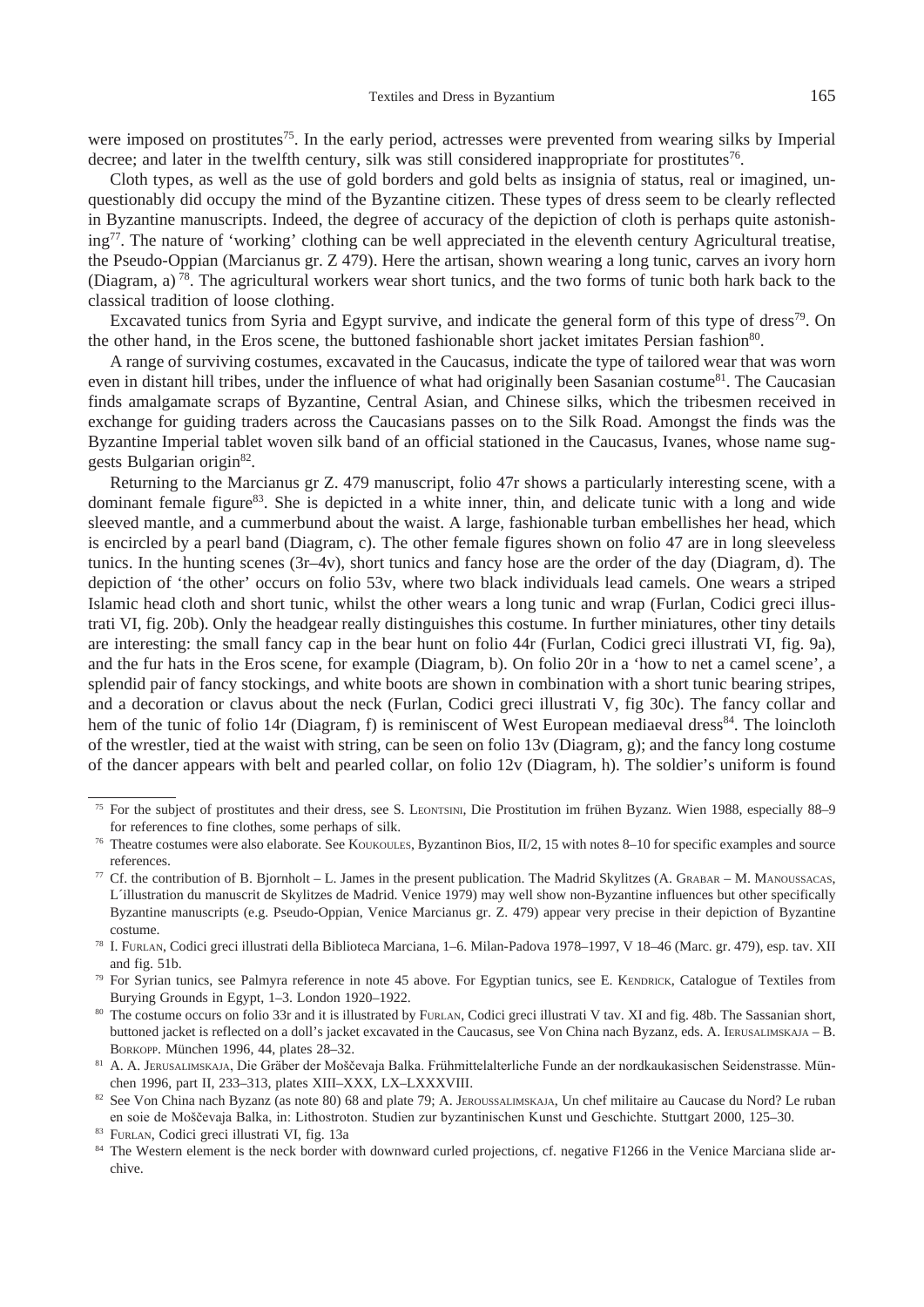were imposed on prostitutes[75]. In the early period, actresses were prevented from wearing silks by Imperial decree; and later in the twelfth century, silk was still considered inappropriate for prostitutes[76].

Cloth types, as well as the use of gold borders and gold belts as insignia of status, real or imagined, unquestionably did occupy the mind of the Byzantine citizen. These types of dress seem to be clearly reflected in Byzantine manuscripts. Indeed, the degree of accuracy of the depiction of cloth is perhaps quite astonishing[77]. The nature of 'working' clothing can be well appreciated in the eleventh century Agricultural treatise, the Pseudo-Oppian (Marcianus gr. Z 479). Here the artisan, shown wearing a long tunic, carves an ivory horn (Diagram, a)[78]. The agricultural workers wear short tunics, and the two forms of tunic both hark back to the classical tradition of loose clothing.

Excavated tunics from Syria and Egypt survive, and indicate the general form of this type of dress[79]. On the other hand, in the Eros scene, the buttoned fashionable short jacket imitates Persian fashion[80].

A range of surviving costumes, excavated in the Caucasus, indicate the type of tailored wear that was worn even in distant hill tribes, under the influence of what had originally been Sasanian costume[81]. The Caucasian finds amalgamate scraps of Byzantine, Central Asian, and Chinese silks, which the tribesmen received in exchange for guiding traders across the Caucasians passes on to the Silk Road. Amongst the finds was the Byzantine Imperial tablet woven silk band of an official stationed in the Caucasus, Ivanes, whose name suggests Bulgarian origin[82].

Returning to the Marcianus gr Z. 479 manuscript, folio 47r shows a particularly interesting scene, with a dominant female figure[83]. She is depicted in a white inner, thin, and delicate tunic with a long and wide sleeved mantle, and a cummerbund about the waist. A large, fashionable turban embellishes her head, which is encircled by a pearl band (Diagram, c). The other female figures shown on folio 47 are in long sleeveless tunics. In the hunting scenes (3r–4v), short tunics and fancy hose are the order of the day (Diagram, d). The depiction of 'the other' occurs on folio 53v, where two black individuals lead camels. One wears a striped Islamic head cloth and short tunic, whilst the other wears a long tunic and wrap (Furlan, Codici greci illustrati VI, fig. 20b). Only the headgear really distinguishes this costume. In further miniatures, other tiny details are interesting: the small fancy cap in the bear hunt on folio 44r (Furlan, Codici greci illustrati VI, fig. 9a), and the fur hats in the Eros scene, for example (Diagram, b). On folio 20r in a 'how to net a camel scene', a splendid pair of fancy stockings, and white boots are shown in combination with a short tunic bearing stripes, and a decoration or clavus about the neck (Furlan, Codici greci illustrati V, fig 30c). The fancy collar and hem of the tunic of folio 14r (Diagram, f) is reminiscent of West European mediaeval dress[84]. The loincloth of the wrestler, tied at the waist with string, can be seen on folio 13v (Diagram, g); and the fancy long costume of the dancer appears with belt and pearled collar, on folio 12v (Diagram, h). The soldier's uniform is found

---

[75] For the subject of prostitutes and their dress, see S. Leontsini, Die Prostitution im frühen Byzanz. Wien 1988, especially 88–9 for references to fine clothes, some perhaps of silk.

[76] Theatre costumes were also elaborate. See Koukoules, Byzantinon Bios, II/2, 15 with notes 8–10 for specific examples and source references.

[77] Cf. the contribution of B. Bjornholt – L. James in the present publication. The Madrid Skylitzes (A. Grabar – M. Manoussacas, L´illustration du manuscrit de Skylitzes de Madrid. Venice 1979) may well show non-Byzantine influences but other specifically Byzantine manuscripts (e.g. Pseudo-Oppian, Venice Marcianus gr. Z. 479) appear very precise in their depiction of Byzantine costume.

[78] I. Furlan, Codici greci illustrati della Biblioteca Marciana, 1–6. Milan-Padova 1978–1997, V 18–46 (Marc. gr. 479), esp. tav. XII and fig. 51b.

[79] For Syrian tunics, see Palmyra reference in note 45 above. For Egyptian tunics, see E. Kendrick, Catalogue of Textiles from Burying Grounds in Egypt, 1–3. London 1920–1922.

[80] The costume occurs on folio 33r and it is illustrated by Furlan, Codici greci illustrati V tav. XI and fig. 48b. The Sassanian short, buttoned jacket is reflected on a doll's jacket excavated in the Caucasus, see Von China nach Byzanz, eds. A. Ierusalimskaja – B. Borkopp. München 1996, 44, plates 28–32.

[81] A. A. Jerusalimskaja, Die Gräber der Moščevaja Balka. Frühmittelalterliche Funde an der nordkaukasischen Seidenstrasse. München 1996, part II, 233–313, plates XIII–XXX, LX–LXXXVIII.

[82] See Von China nach Byzanz (as note 80) 68 and plate 79; A. Jeroussalimskaja, Un chef militaire au Caucase du Nord? Le ruban en soie de Moščevaja Balka, in: Lithostroton. Studien zur byzantinischen Kunst und Geschichte. Stuttgart 2000, 125–30.

[83] Furlan, Codici greci illustrati VI, fig. 13a

[84] The Western element is the neck border with downward curled projections, cf. negative F1266 in the Venice Marciana slide archive.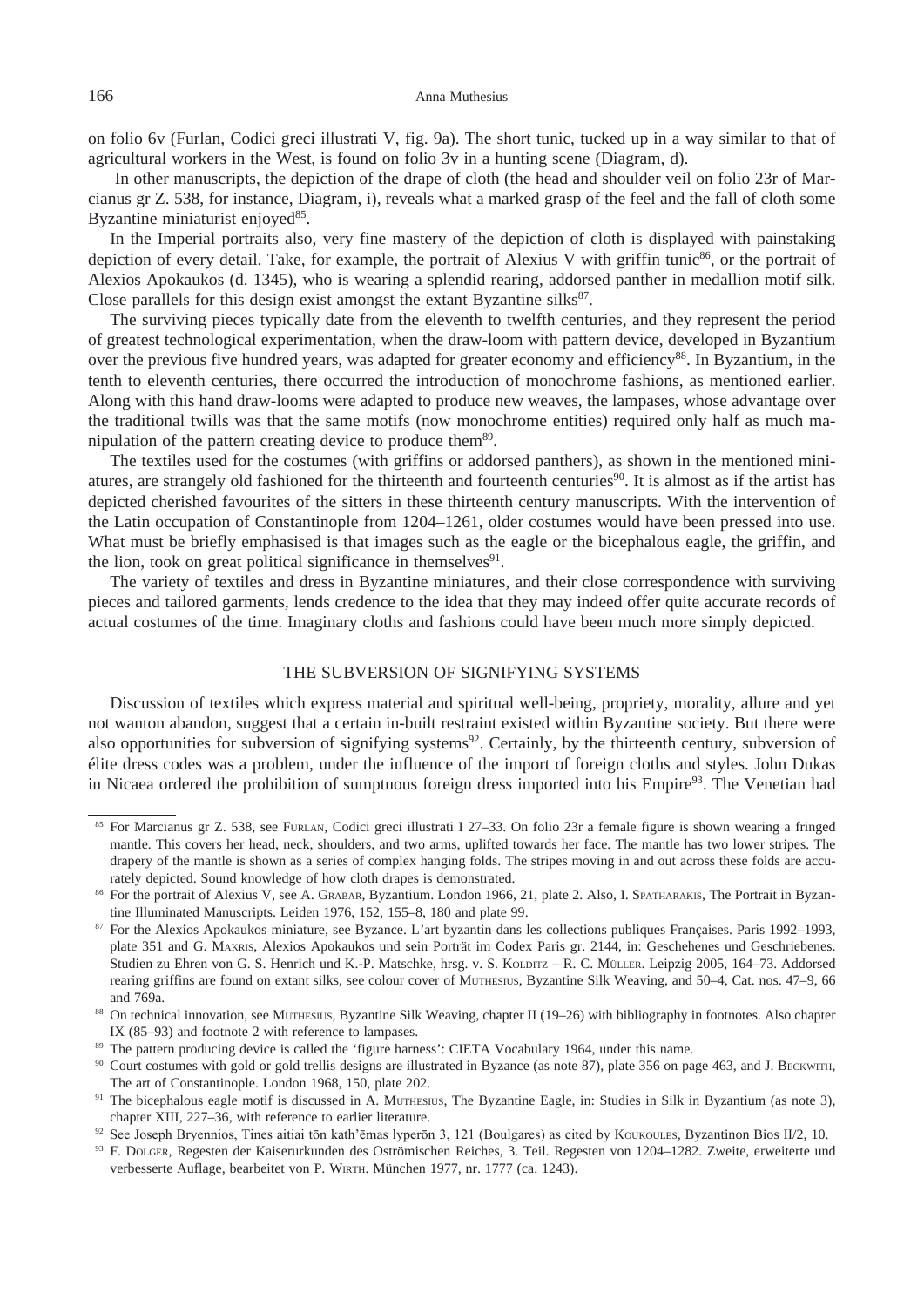on folio 6v (Furlan, Codici greci illustrati V, fig. 9a). The short tunic, tucked up in a way similar to that of agricultural workers in the West, is found on folio 3v in a hunting scene (Diagram, d).

In other manuscripts, the depiction of the drape of cloth (the head and shoulder veil on folio 23r of Marcianus gr Z. 538, for instance, Diagram, i), reveals what a marked grasp of the feel and the fall of cloth some Byzantine miniaturist enjoyed[85].

In the Imperial portraits also, very fine mastery of the depiction of cloth is displayed with painstaking depiction of every detail. Take, for example, the portrait of Alexius V with griffin tunic[86], or the portrait of Alexios Apokaukos (d. 1345), who is wearing a splendid rearing, addorsed panther in medallion motif silk. Close parallels for this design exist amongst the extant Byzantine silks[87].

The surviving pieces typically date from the eleventh to twelfth centuries, and they represent the period of greatest technological experimentation, when the draw-loom with pattern device, developed in Byzantium over the previous five hundred years, was adapted for greater economy and efficiency[88]. In Byzantium, in the tenth to eleventh centuries, there occurred the introduction of monochrome fashions, as mentioned earlier. Along with this hand draw-looms were adapted to produce new weaves, the lampases, whose advantage over the traditional twills was that the same motifs (now monochrome entities) required only half as much manipulation of the pattern creating device to produce them[89].

The textiles used for the costumes (with griffins or addorsed panthers), as shown in the mentioned miniatures, are strangely old fashioned for the thirteenth and fourteenth centuries[90]. It is almost as if the artist has depicted cherished favourites of the sitters in these thirteenth century manuscripts. With the intervention of the Latin occupation of Constantinople from 1204–1261, older costumes would have been pressed into use. What must be briefly emphasised is that images such as the eagle or the bicephalous eagle, the griffin, and the lion, took on great political significance in themselves[91].

The variety of textiles and dress in Byzantine miniatures, and their close correspondence with surviving pieces and tailored garments, lends credence to the idea that they may indeed offer quite accurate records of actual costumes of the time. Imaginary cloths and fashions could have been much more simply depicted.

## THE SUBVERSION OF SIGNIFYING SYSTEMS

Discussion of textiles which express material and spiritual well-being, propriety, morality, allure and yet not wanton abandon, suggest that a certain in-built restraint existed within Byzantine society. But there were also opportunities for subversion of signifying systems[92]. Certainly, by the thirteenth century, subversion of élite dress codes was a problem, under the influence of the import of foreign cloths and styles. John Dukas in Nicaea ordered the prohibition of sumptuous foreign dress imported into his Empire[93]. The Venetian had

---

[85] For Marcianus gr Z. 538, see Furlan, Codici greci illustrati I 27–33. On folio 23r a female figure is shown wearing a fringed mantle. This covers her head, neck, shoulders, and two arms, uplifted towards her face. The mantle has two lower stripes. The drapery of the mantle is shown as a series of complex hanging folds. The stripes moving in and out across these folds are accurately depicted. Sound knowledge of how cloth drapes is demonstrated.

[86] For the portrait of Alexius V, see A. Grabar, Byzantium. London 1966, 21, plate 2. Also, I. Spatharakis, The Portrait in Byzantine Illuminated Manuscripts. Leiden 1976, 152, 155–8, 180 and plate 99.

[87] For the Alexios Apokaukos miniature, see Byzance. L'art byzantin dans les collections publiques Françaises. Paris 1992–1993, plate 351 and G. Makris, Alexios Apokaukos und sein Porträt im Codex Paris gr. 2144, in: Geschehenes und Geschriebenes. Studien zu Ehren von G. S. Henrich und K.-P. Matschke, hrsg. v. S. Kolditz – R. C. Müller. Leipzig 2005, 164–73. Addorsed rearing griffins are found on extant silks, see colour cover of Muthesius, Byzantine Silk Weaving, and 50–4, Cat. nos. 47–9, 66 and 769a.

[88] On technical innovation, see Muthesius, Byzantine Silk Weaving, chapter II (19–26) with bibliography in footnotes. Also chapter IX (85–93) and footnote 2 with reference to lampases.

[89] The pattern producing device is called the 'figure harness': CIETA Vocabulary 1964, under this name.

[90] Court costumes with gold or gold trellis designs are illustrated in Byzance (as note 87), plate 356 on page 463, and J. Beckwith, The art of Constantinople. London 1968, 150, plate 202.

[91] The bicephalous eagle motif is discussed in A. Muthesius, The Byzantine Eagle, in: Studies in Silk in Byzantium (as note 3), chapter XIII, 227–36, with reference to earlier literature.

[92] See Joseph Bryennios, Tines aitiai tōn kath'ēmas lyperōn 3, 121 (Boulgares) as cited by Koukoules, Byzantinon Bios II/2, 10.

[93] F. Dölger, Regesten der Kaiserurkunden des Oströmischen Reiches, 3. Teil. Regesten von 1204–1282. Zweite, erweiterte und verbesserte Auflage, bearbeitet von P. Wirth. München 1977, nr. 1777 (ca. 1243).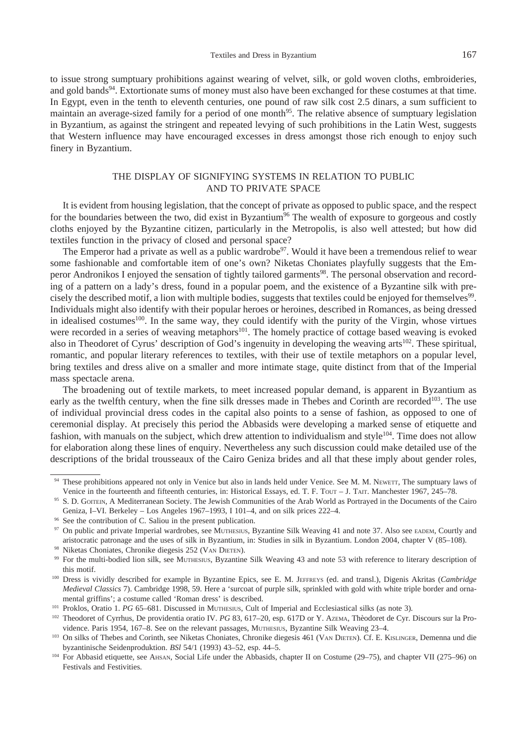to issue strong sumptuary prohibitions against wearing of velvet, silk, or gold woven cloths, embroideries, and gold bands[94]. Extortionate sums of money must also have been exchanged for these costumes at that time. In Egypt, even in the tenth to eleventh centuries, one pound of raw silk cost 2.5 dinars, a sum sufficient to maintain an average-sized family for a period of one month[95]. The relative absence of sumptuary legislation in Byzantium, as against the stringent and repeated levying of such prohibitions in the Latin West, suggests that Western influence may have encouraged excesses in dress amongst those rich enough to enjoy such finery in Byzantium.

## THE DISPLAY OF SIGNIFYING SYSTEMS IN RELATION TO PUBLIC AND TO PRIVATE SPACE

It is evident from housing legislation, that the concept of private as opposed to public space, and the respect for the boundaries between the two, did exist in Byzantium[96] The wealth of exposure to gorgeous and costly cloths enjoyed by the Byzantine citizen, particularly in the Metropolis, is also well attested; but how did textiles function in the privacy of closed and personal space?

The Emperor had a private as well as a public wardrobe[97]. Would it have been a tremendous relief to wear some fashionable and comfortable item of one's own? Niketas Choniates playfully suggests that the Emperor Andronikos I enjoyed the sensation of tightly tailored garments[98]. The personal observation and recording of a pattern on a lady's dress, found in a popular poem, and the existence of a Byzantine silk with precisely the described motif, a lion with multiple bodies, suggests that textiles could be enjoyed for themselves[99]. Individuals might also identify with their popular heroes or heroines, described in Romances, as being dressed in idealised costumes[100]. In the same way, they could identify with the purity of the Virgin, whose virtues were recorded in a series of weaving metaphors[101]. The homely practice of cottage based weaving is evoked also in Theodoret of Cyrus' description of God's ingenuity in developing the weaving arts[102]. These spiritual, romantic, and popular literary references to textiles, with their use of textile metaphors on a popular level, bring textiles and dress alive on a smaller and more intimate stage, quite distinct from that of the Imperial mass spectacle arena.

The broadening out of textile markets, to meet increased popular demand, is apparent in Byzantium as early as the twelfth century, when the fine silk dresses made in Thebes and Corinth are recorded[103]. The use of individual provincial dress codes in the capital also points to a sense of fashion, as opposed to one of ceremonial display. At precisely this period the Abbasids were developing a marked sense of etiquette and fashion, with manuals on the subject, which drew attention to individualism and style[104]. Time does not allow for elaboration along these lines of enquiry. Nevertheless any such discussion could make detailed use of the descriptions of the bridal trousseaux of the Cairo Geniza brides and all that these imply about gender roles,

---

[94] These prohibitions appeared not only in Venice but also in lands held under Venice. See M. M. Newett, The sumptuary laws of Venice in the fourteenth and fifteenth centuries, in: Historical Essays, ed. T. F. Tout – J. Tait. Manchester 1967, 245–78.

[95] S. D. Goitein, A Mediterranean Society. The Jewish Communities of the Arab World as Portrayed in the Documents of the Cairo Geniza, I–VI. Berkeley – Los Angeles 1967–1993, I 101–4, and on silk prices 222–4.

[96] See the contribution of C. Saliou in the present publication.

[97] On public and private Imperial wardrobes, see Muthesius, Byzantine Silk Weaving 41 and note 37. Also see eadem, Courtly and aristocratic patronage and the uses of silk in Byzantium, in: Studies in silk in Byzantium. London 2004, chapter V (85–108).

[98] Niketas Choniates, Chronike diegesis 252 (Van Dieten).

[99] For the multi-bodied lion silk, see Muthesius, Byzantine Silk Weaving 43 and note 53 with reference to literary description of this motif.

[100] Dress is vividly described for example in Byzantine Epics, see E. M. Jeffreys (ed. and transl.), Digenis Akritas (*Cambridge Medieval Classics* 7). Cambridge 1998, 59. Here a 'surcoat of purple silk, sprinkled with gold with white triple border and ornamental griffins'; a costume called 'Roman dress' is described.

[101] Proklos, Oratio 1. *PG* 65–681. Discussed in Muthesius, Cult of Imperial and Ecclesiastical silks (as note 3).

[102] Theodoret of Cyrrhus, De providentia oratio IV. *PG* 83, 617–20, esp. 617D or Y. Azema, Thèodoret de Cyr. Discours sur la Providence. Paris 1954, 167–8. See on the relevant passages, Muthesius, Byzantine Silk Weaving 23–4.

[103] On silks of Thebes and Corinth, see Niketas Choniates, Chronike diegesis 461 (Van Dieten). Cf. E. Kislinger, Demenna und die byzantinische Seidenproduktion. *BSl* 54/1 (1993) 43–52, esp. 44–5.

[104] For Abbasid etiquette, see Ahsan, Social Life under the Abbasids, chapter II on Costume (29–75), and chapter VII (275–96) on Festivals and Festivities.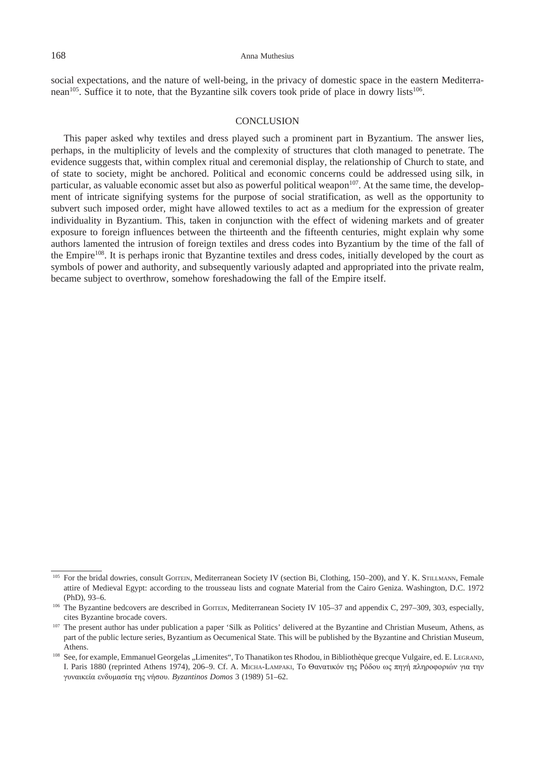social expectations, and the nature of well-being, in the privacy of domestic space in the eastern Mediterranean[105]. Suffice it to note, that the Byzantine silk covers took pride of place in dowry lists[106].

## CONCLUSION

This paper asked why textiles and dress played such a prominent part in Byzantium. The answer lies, perhaps, in the multiplicity of levels and the complexity of structures that cloth managed to penetrate. The evidence suggests that, within complex ritual and ceremonial display, the relationship of Church to state, and of state to society, might be anchored. Political and economic concerns could be addressed using silk, in particular, as valuable economic asset but also as powerful political weapon[107]. At the same time, the development of intricate signifying systems for the purpose of social stratification, as well as the opportunity to subvert such imposed order, might have allowed textiles to act as a medium for the expression of greater individuality in Byzantium. This, taken in conjunction with the effect of widening markets and of greater exposure to foreign influences between the thirteenth and the fifteenth centuries, might explain why some authors lamented the intrusion of foreign textiles and dress codes into Byzantium by the time of the fall of the Empire[108]. It is perhaps ironic that Byzantine textiles and dress codes, initially developed by the court as symbols of power and authority, and subsequently variously adapted and appropriated into the private realm, became subject to overthrow, somehow foreshadowing the fall of the Empire itself.

---

[105] For the bridal dowries, consult Goitein, Mediterranean Society IV (section Bi, Clothing, 150–200), and Y. K. Stillmann, Female attire of Medieval Egypt: according to the trousseau lists and cognate Material from the Cairo Geniza. Washington, D.C. 1972 (PhD), 93–6.

[106] The Byzantine bedcovers are described in Goitein, Mediterranean Society IV 105–37 and appendix C, 297–309, 303, especially, cites Byzantine brocade covers.

[107] The present author has under publication a paper 'Silk as Politics' delivered at the Byzantine and Christian Museum, Athens, as part of the public lecture series, Byzantium as Oecumenical State. This will be published by the Byzantine and Christian Museum, Athens.

[108] See, for example, Emmanuel Georgelas „Limenites", To Thanatikon tes Rhodou, in Bibliothèque grecque Vulgaire, ed. E. Legrand, I. Paris 1880 (reprinted Athens 1974), 206–9. Cf. A. Micha-Lampaki, Το Θανατικόν της Ρόδου ως πηγή πληροφοριών για την γυναικεία ενδυμασία της νήσου. *Byzantinos Domos* 3 (1989) 51–62.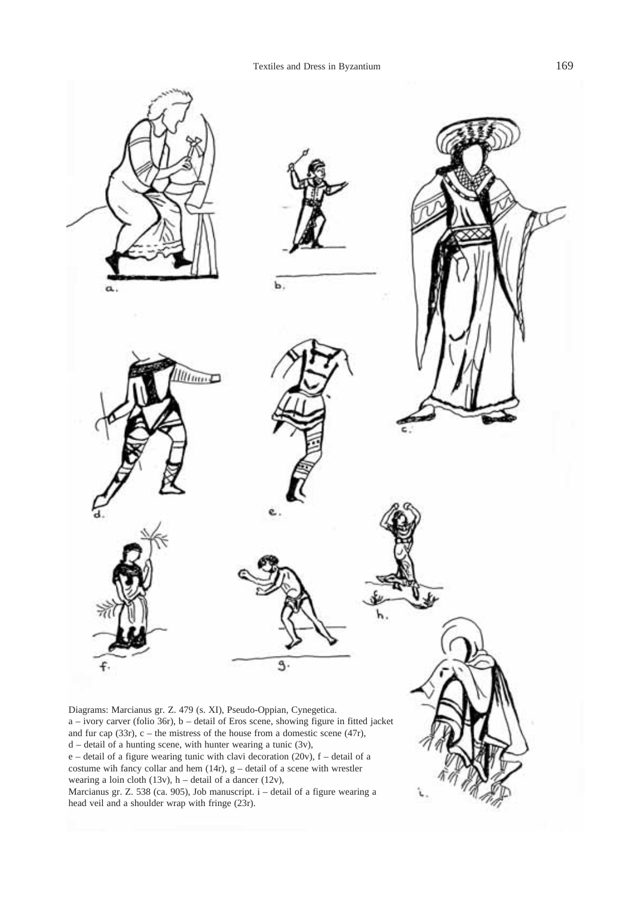a.

b.

c.

d.

e.

f.

g.

h.

i.

Diagrams: Marcianus gr. Z. 479 (s. XI), Pseudo-Oppian, Cynegetica.
a – ivory carver (folio 36r), b – detail of Eros scene, showing figure in fitted jacket and fur cap (33r), c – the mistress of the house from a domestic scene (47r), d – detail of a hunting scene, with hunter wearing a tunic (3v), e – detail of a figure wearing tunic with clavi decoration (20v), f – detail of a costume wih fancy collar and hem (14r), g – detail of a scene with wrestler wearing a loin cloth (13v), h – detail of a dancer (12v),
Marcianus gr. Z. 538 (ca. 905), Job manuscript. i – detail of a figure wearing a head veil and a shoulder wrap with fringe (23r).